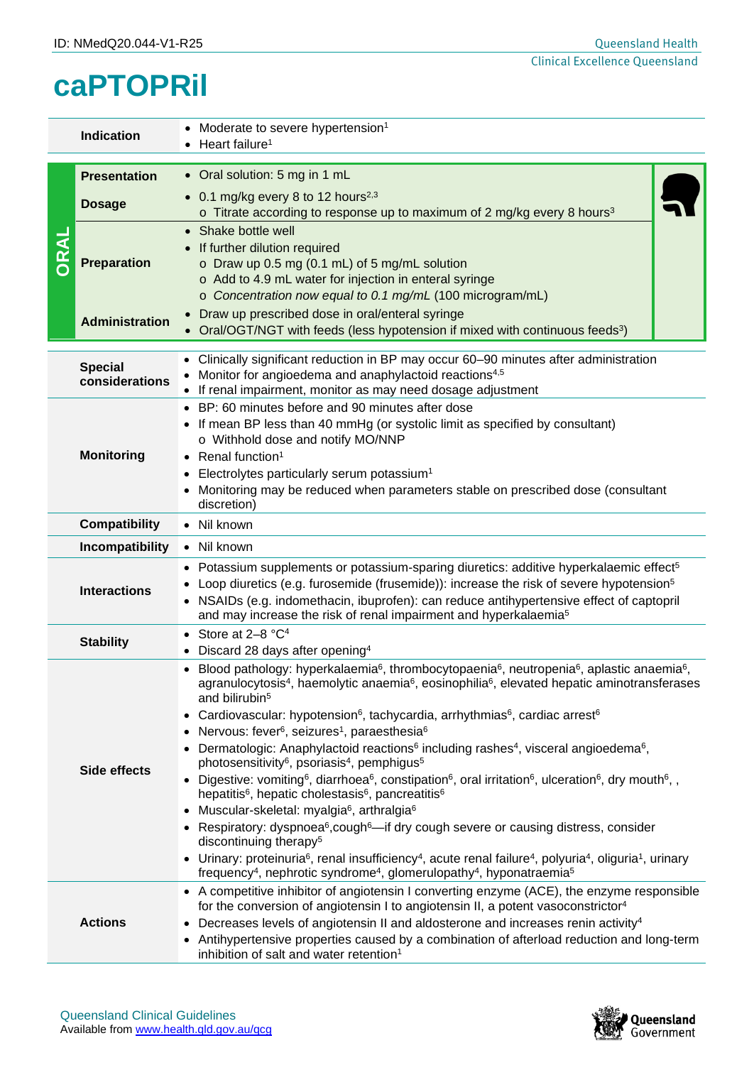ID: NMedQ20.044-V1-R25

# caPTOPRil

| | | |
|---|---|---|
| **Indication** | | • Moderate to severe hypertension[1]<br>• Heart failure[1] |
| **ORAL** | **Presentation** | • Oral solution: 5 mg in 1 mL |
| | **Dosage** | • 0.1 mg/kg every 8 to 12 hours[2,3]<br>  o Titrate according to response up to maximum of 2 mg/kg every 8 hours[3] |
| | **Preparation** | • Shake bottle well<br>• If further dilution required<br>  o Draw up 0.5 mg (0.1 mL) of 5 mg/mL solution<br>  o Add to 4.9 mL water for injection in enteral syringe<br>  o *Concentration now equal to 0.1 mg/mL* (100 microgram/mL) |
| | **Administration** | • Draw up prescribed dose in oral/enteral syringe<br>• Oral/OGT/NGT with feeds (less hypotension if mixed with continuous feeds[3]) |
| **Special considerations** | | • Clinically significant reduction in BP may occur 60–90 minutes after administration<br>• Monitor for angioedema and anaphylactoid reactions[4,5]<br>• If renal impairment, monitor as may need dosage adjustment |
| **Monitoring** | | • BP: 60 minutes before and 90 minutes after dose<br>• If mean BP less than 40 mmHg (or systolic limit as specified by consultant)<br>  o Withhold dose and notify MO/NNP<br>• Renal function[1]<br>• Electrolytes particularly serum potassium[1]<br>• Monitoring may be reduced when parameters stable on prescribed dose (consultant discretion) |
| **Compatibility** | | • Nil known |
| **Incompatibility** | | • Nil known |
| **Interactions** | | • Potassium supplements or potassium-sparing diuretics: additive hyperkalaemic effect[5]<br>• Loop diuretics (e.g. furosemide (frusemide)): increase the risk of severe hypotension[5]<br>• NSAIDs (e.g. indomethacin, ibuprofen): can reduce antihypertensive effect of captopril and may increase the risk of renal impairment and hyperkalaemia[5] |
| **Stability** | | • Store at 2–8 °C[4]<br>• Discard 28 days after opening[4] |
| **Side effects** | | • Blood pathology: hyperkalaemia[6], thrombocytopaenia[6], neutropenia[6], aplastic anaemia[6], agranulocytosis[4], haemolytic anaemia[6], eosinophilia[6], elevated hepatic aminotransferases and bilirubin[5]<br>• Cardiovascular: hypotension[6], tachycardia, arrhythmias[6], cardiac arrest[6]<br>• Nervous: fever[6], seizures[1], paraesthesia[6]<br>• Dermatologic: Anaphylactoid reactions[6] including rashes[4], visceral angioedema[6], photosensitivity[6], psoriasis[4], pemphigus[5]<br>• Digestive: vomiting[6], diarrhoea[6], constipation[6], oral irritation[6], ulceration[6], dry mouth[6], , hepatitis[6], hepatic cholestasis[6], pancreatitis[6]<br>• Muscular-skeletal: myalgia[6], arthralgia[6]<br>• Respiratory: dyspnoea[6],cough[6]—if dry cough severe or causing distress, consider discontinuing therapy[5]<br>• Urinary: proteinuria[6], renal insufficiency[4], acute renal failure[4], polyuria[4], oliguria[1], urinary frequency[4], nephrotic syndrome[4], glomerulopathy[4], hyponatraemia[5] |
| **Actions** | | • A competitive inhibitor of angiotensin I converting enzyme (ACE), the enzyme responsible for the conversion of angiotensin I to angiotensin II, a potent vasoconstrictor[4]<br>• Decreases levels of angiotensin II and aldosterone and increases renin activity[4]<br>• Antihypertensive properties caused by a combination of afterload reduction and long-term inhibition of salt and water retention[1] |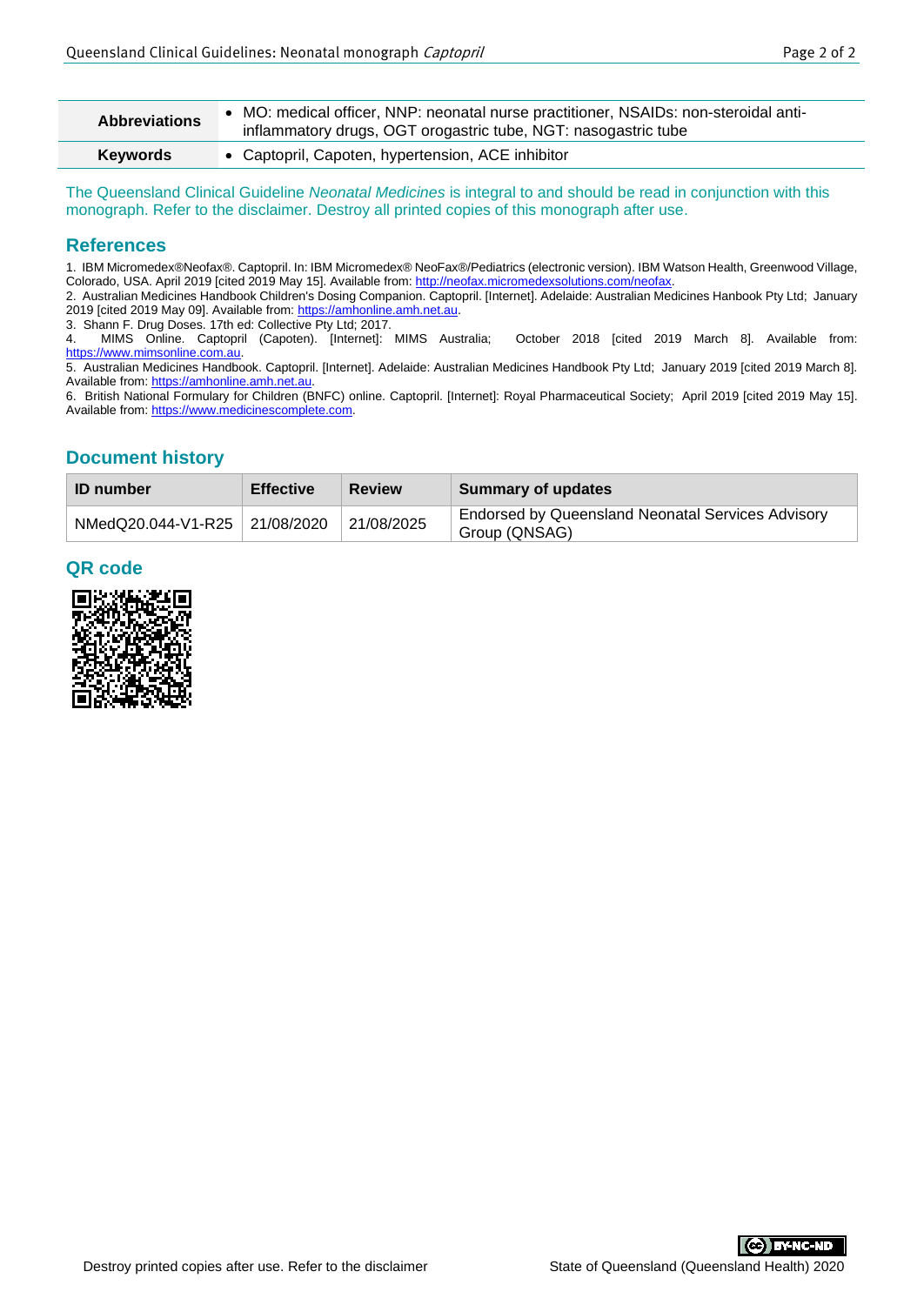| | |
|---|---|
| **Abbreviations** | • MO: medical officer, NNP: neonatal nurse practitioner, NSAIDs: non-steroidal anti-inflammatory drugs, OGT orogastric tube, NGT: nasogastric tube |
| **Keywords** | • Captopril, Capoten, hypertension, ACE inhibitor |

The Queensland Clinical Guideline *Neonatal Medicines* is integral to and should be read in conjunction with this monograph. Refer to the disclaimer. Destroy all printed copies of this monograph after use.

## References

1. IBM Micromedex®Neofax®. Captopril. In: IBM Micromedex® NeoFax®/Pediatrics (electronic version). IBM Watson Health, Greenwood Village, Colorado, USA. April 2019 [cited 2019 May 15]. Available from: http://neofax.micromedexsolutions.com/neofax.
2. Australian Medicines Handbook Children's Dosing Companion. Captopril. [Internet]. Adelaide: Australian Medicines Hanbook Pty Ltd; January 2019 [cited 2019 May 09]. Available from: https://amhonline.amh.net.au.
3. Shann F. Drug Doses. 17th ed: Collective Pty Ltd; 2017.
4. MIMS Online. Captopril (Capoten). [Internet]: MIMS Australia; October 2018 [cited 2019 March 8]. Available from: https://www.mimsonline.com.au.
5. Australian Medicines Handbook. Captopril. [Internet]. Adelaide: Australian Medicines Handbook Pty Ltd; January 2019 [cited 2019 March 8]. Available from: https://amhonline.amh.net.au.
6. British National Formulary for Children (BNFC) online. Captopril. [Internet]: Royal Pharmaceutical Society; April 2019 [cited 2019 May 15]. Available from: https://www.medicinescomplete.com.

## Document history

| ID number | Effective | Review | Summary of updates |
|---|---|---|---|
| NMedQ20.044-V1-R25 | 21/08/2020 | 21/08/2025 | Endorsed by Queensland Neonatal Services Advisory Group (QNSAG) |

## QR code

Destroy printed copies after use. Refer to the disclaimer

State of Queensland (Queensland Health) 2020